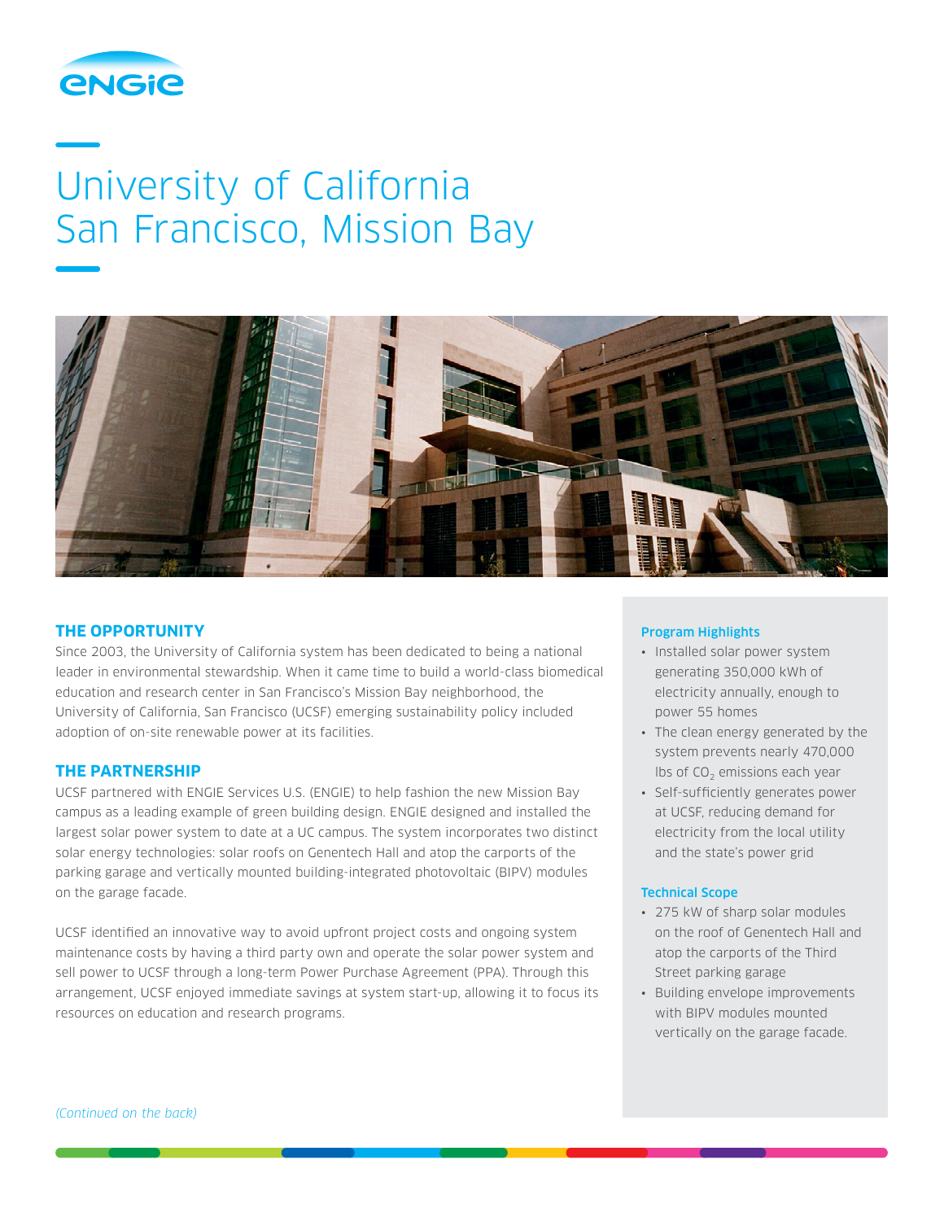# University of California San Francisco, Mission Bay

## THE OPPORTUNITY

Since 2003, the University of California system has been dedicated to being a national leader in environmental stewardship. When it came time to build a world-class biomedical education and research center in San Francisco's Mission Bay neighborhood, the University of California, San Francisco (UCSF) emerging sustainability policy included adoption of on-site renewable power at its facilities.

## THE PARTNERSHIP

UCSF partnered with ENGIE Services U.S. (ENGIE) to help fashion the new Mission Bay campus as a leading example of green building design. ENGIE designed and installed the largest solar power system to date at a UC campus. The system incorporates two distinct solar energy technologies: solar roofs on Genentech Hall and atop the carports of the parking garage and vertically mounted building-integrated photovoltaic (BIPV) modules on the garage facade.

UCSF identified an innovative way to avoid upfront project costs and ongoing system maintenance costs by having a third party own and operate the solar power system and sell power to UCSF through a long-term Power Purchase Agreement (PPA). Through this arrangement, UCSF enjoyed immediate savings at system start-up, allowing it to focus its resources on education and research programs.

*(Continued on the back)*

### Program Highlights

- Installed solar power system generating 350,000 kWh of electricity annually, enough to power 55 homes
- The clean energy generated by the system prevents nearly 470,000 lbs of $CO_2$ emissions each year
- Self-sufficiently generates power at UCSF, reducing demand for electricity from the local utility and the state's power grid

### Technical Scope

- 275 kW of sharp solar modules on the roof of Genentech Hall and atop the carports of the Third Street parking garage
- Building envelope improvements with BIPV modules mounted vertically on the garage facade.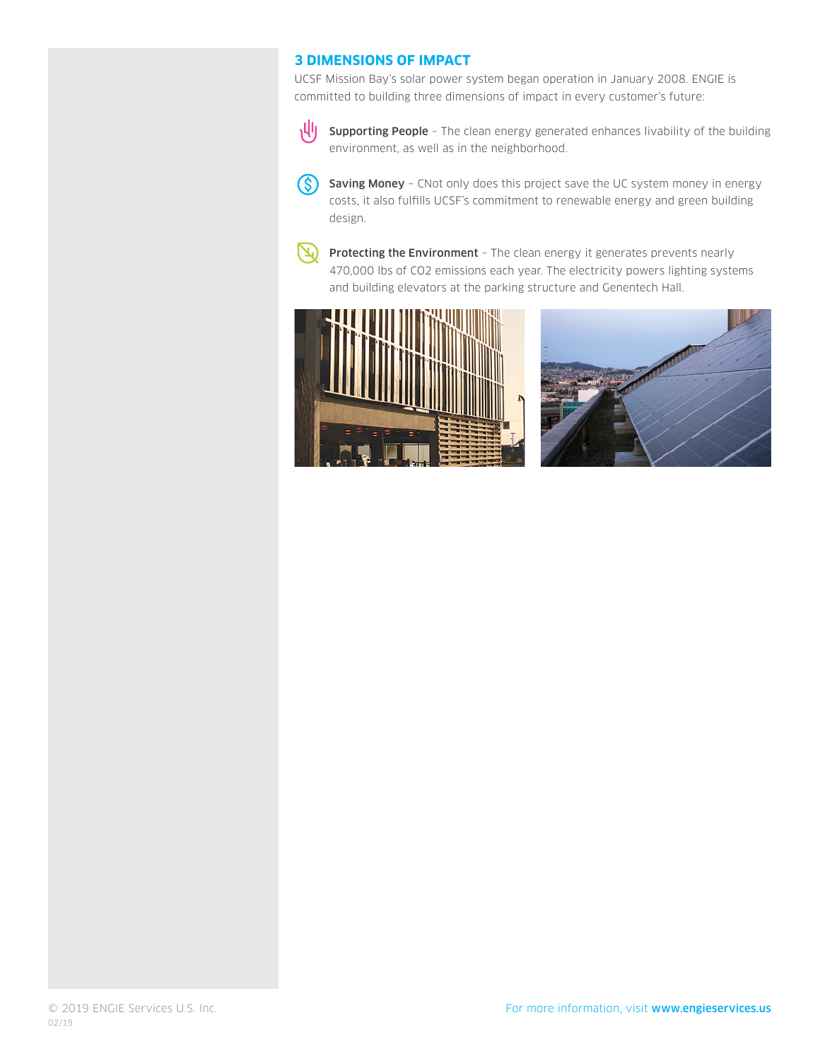## 3 DIMENSIONS OF IMPACT

UCSF Mission Bay's solar power system began operation in January 2008. ENGIE is committed to building three dimensions of impact in every customer's future:

**Supporting People** – The clean energy generated enhances livability of the building environment, as well as in the neighborhood.

**Saving Money** – CNot only does this project save the UC system money in energy costs, it also fulfills UCSF's commitment to renewable energy and green building design.

**Protecting the Environment** – The clean energy it generates prevents nearly 470,000 lbs of CO2 emissions each year. The electricity powers lighting systems and building elevators at the parking structure and Genentech Hall.

© 2019 ENGIE Services U.S. Inc.
02/19

For more information, visit **www.engieservices.us**